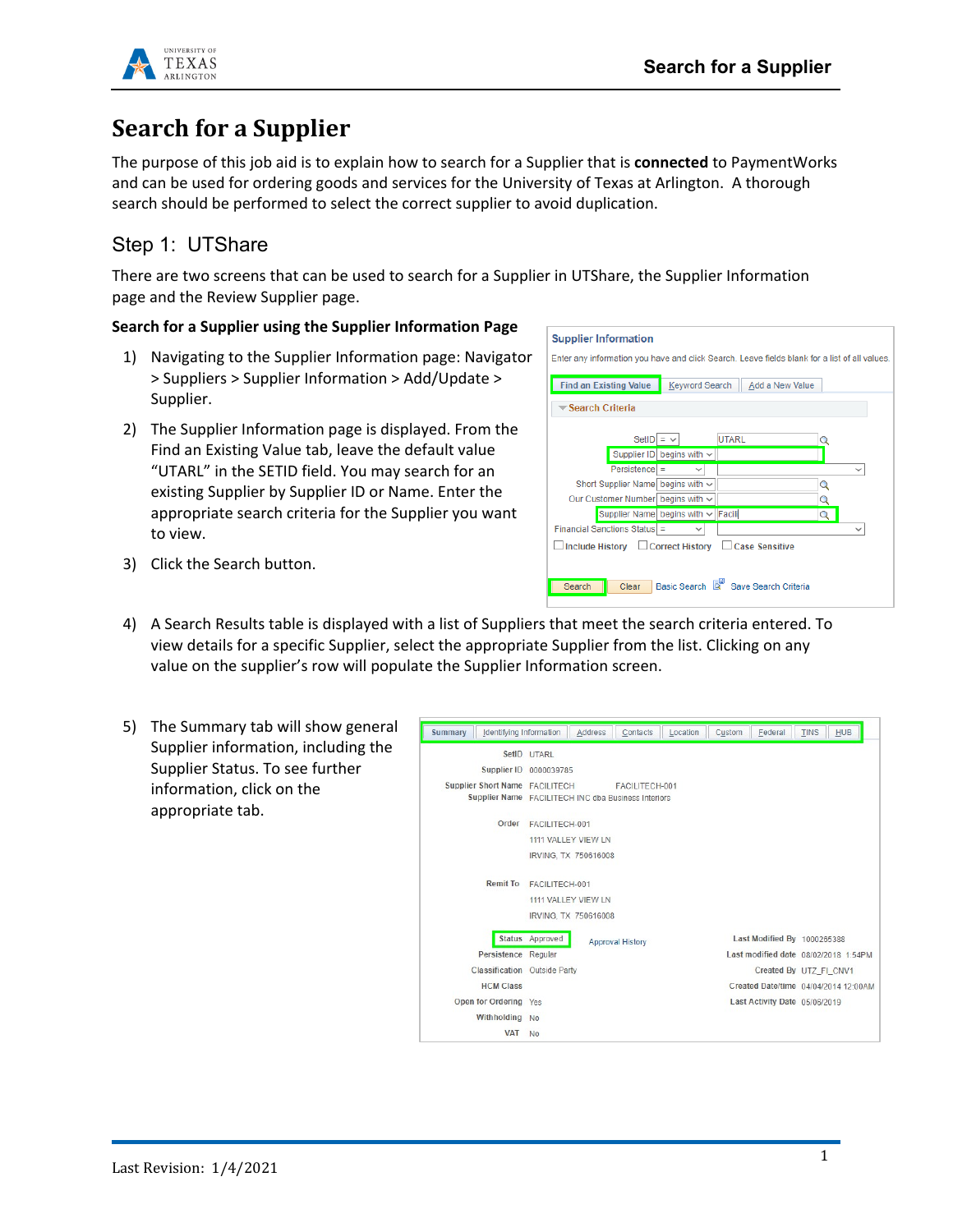# Search for a Supplier

The purpose of this job aid is to explain how to search for a Supplier that is **connected** to PaymentWorks and can be used for ordering goods and services for the University of Texas at Arlington. A thorough search should be performed to select the correct supplier to avoid duplication.

## Step 1: UTShare

There are two screens that can be used to search for a Supplier in UTShare, the Supplier Information page and the Review Supplier page.

**Search for a Supplier using the Supplier Information Page**

1) Navigating to the Supplier Information page: Navigator > Suppliers > Supplier Information > Add/Update > Supplier.
2) The Supplier Information page is displayed. From the Find an Existing Value tab, leave the default value "UTARL" in the SETID field. You may search for an existing Supplier by Supplier ID or Name. Enter the appropriate search criteria for the Supplier you want to view.
3) Click the Search button.
4) A Search Results table is displayed with a list of Suppliers that meet the search criteria entered. To view details for a specific Supplier, select the appropriate Supplier from the list. Clicking on any value on the supplier's row will populate the Supplier Information screen.
5) The Summary tab will show general Supplier information, including the Supplier Status. To see further information, click on the appropriate tab.

Last Revision: 1/4/2021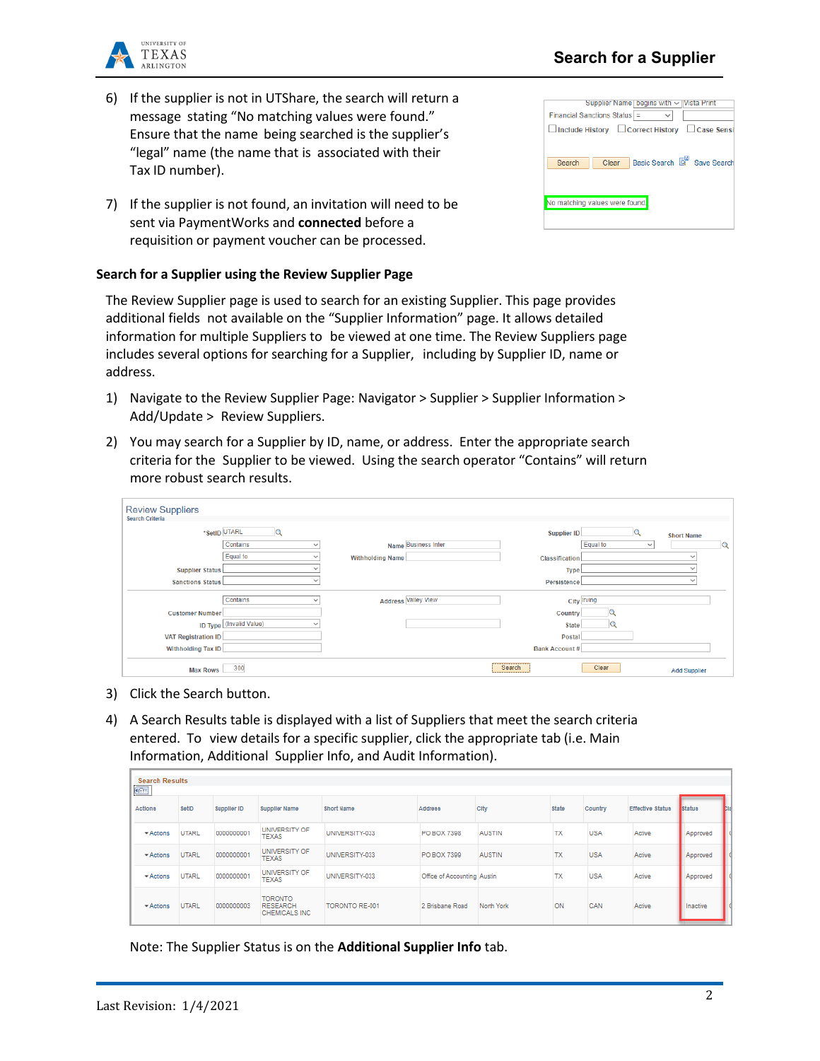6) If the supplier is not in UTShare, the search will return a message stating "No matching values were found." Ensure that the name being searched is the supplier's "legal" name (the name that is associated with their Tax ID number).

7) If the supplier is not found, an invitation will need to be sent via PaymentWorks and **connected** before a requisition or payment voucher can be processed.

### Search for a Supplier using the Review Supplier Page

The Review Supplier page is used to search for an existing Supplier. This page provides additional fields not available on the "Supplier Information" page. It allows detailed information for multiple Suppliers to be viewed at one time. The Review Suppliers page includes several options for searching for a Supplier, including by Supplier ID, name or address.

1) Navigate to the Review Supplier Page: Navigator > Supplier > Supplier Information > Add/Update > Review Suppliers.

2) You may search for a Supplier by ID, name, or address. Enter the appropriate search criteria for the Supplier to be viewed. Using the search operator "Contains" will return more robust search results.

3) Click the Search button.

4) A Search Results table is displayed with a list of Suppliers that meet the search criteria entered. To view details for a specific supplier, click the appropriate tab (i.e. Main Information, Additional Supplier Info, and Audit Information).

Note: The Supplier Status is on the **Additional Supplier Info** tab.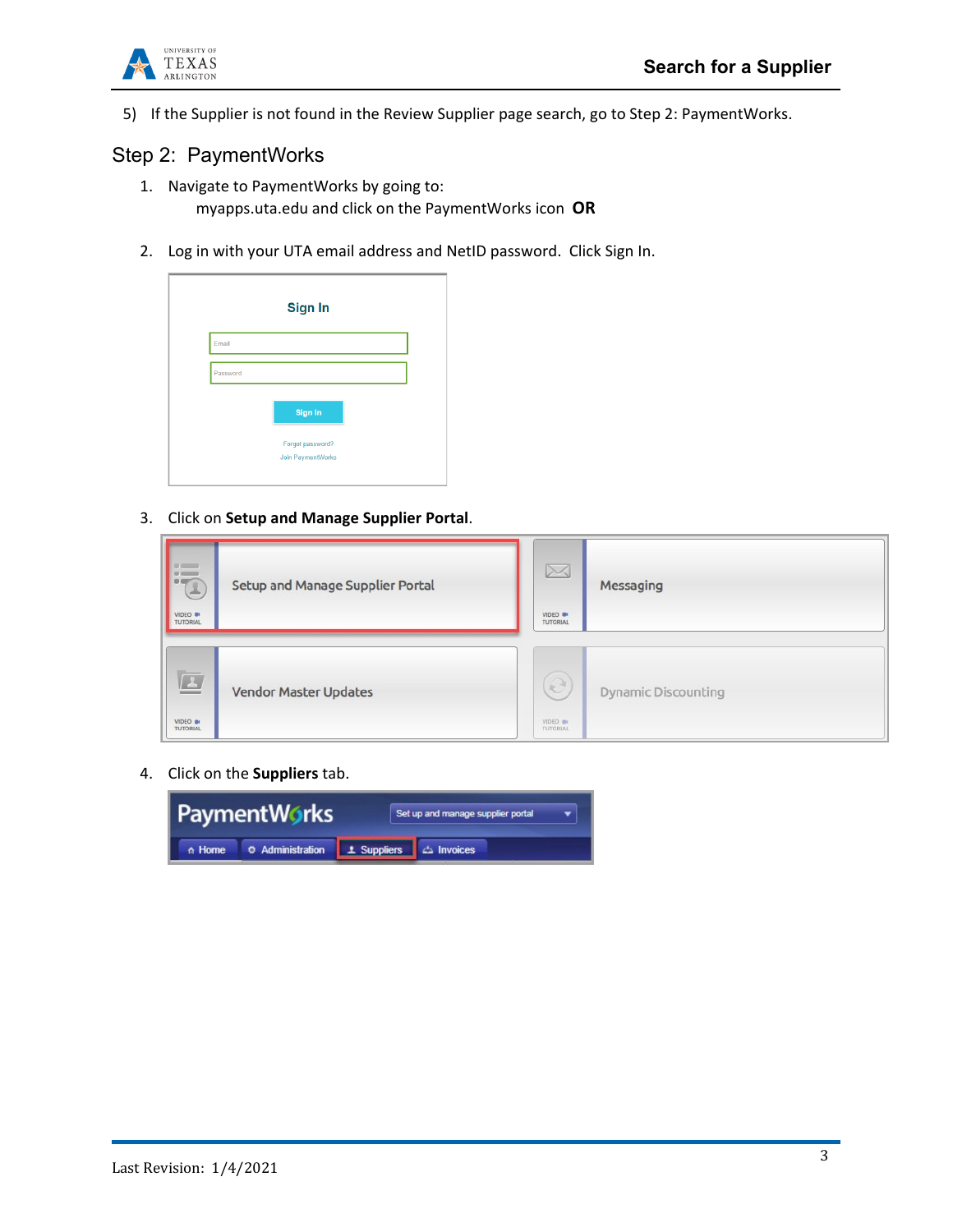5) If the Supplier is not found in the Review Supplier page search, go to Step 2: PaymentWorks.

## Step 2: PaymentWorks

1. Navigate to PaymentWorks by going to:
   myapps.uta.edu and click on the PaymentWorks icon **OR**

2. Log in with your UTA email address and NetID password. Click Sign In.

3. Click on **Setup and Manage Supplier Portal**.

4. Click on the **Suppliers** tab.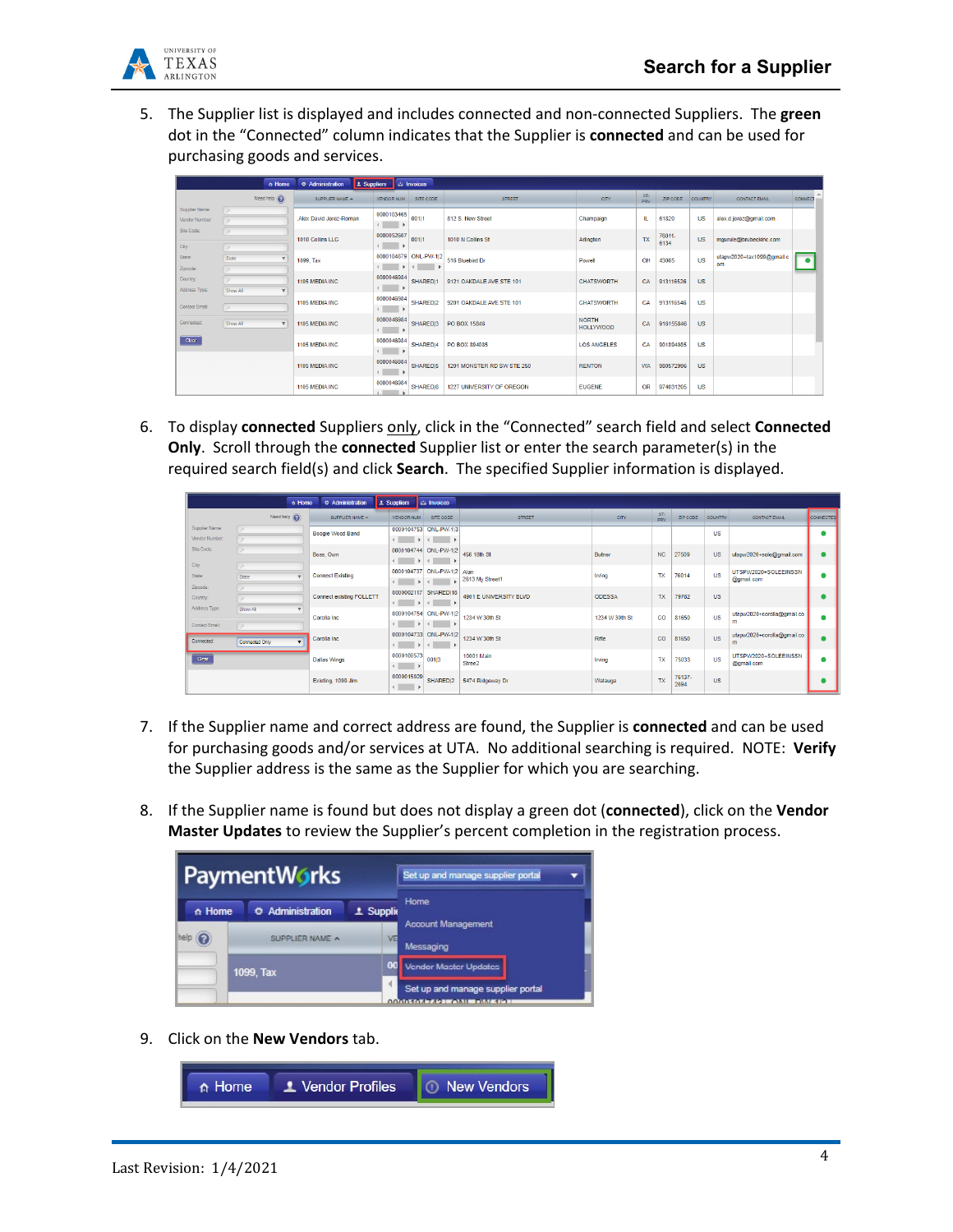5. The Supplier list is displayed and includes connected and non-connected Suppliers. The **green** dot in the "Connected" column indicates that the Supplier is **connected** and can be used for purchasing goods and services.

6. To display **connected** Suppliers only, click in the "Connected" search field and select **Connected Only**. Scroll through the **connected** Supplier list or enter the search parameter(s) in the required search field(s) and click **Search**. The specified Supplier information is displayed.

7. If the Supplier name and correct address are found, the Supplier is **connected** and can be used for purchasing goods and/or services at UTA. No additional searching is required. NOTE: **Verify** the Supplier address is the same as the Supplier for which you are searching.

8. If the Supplier name is found but does not display a green dot (**connected**), click on the **Vendor Master Updates** to review the Supplier's percent completion in the registration process.

9. Click on the **New Vendors** tab.

Last Revision: 1/4/2021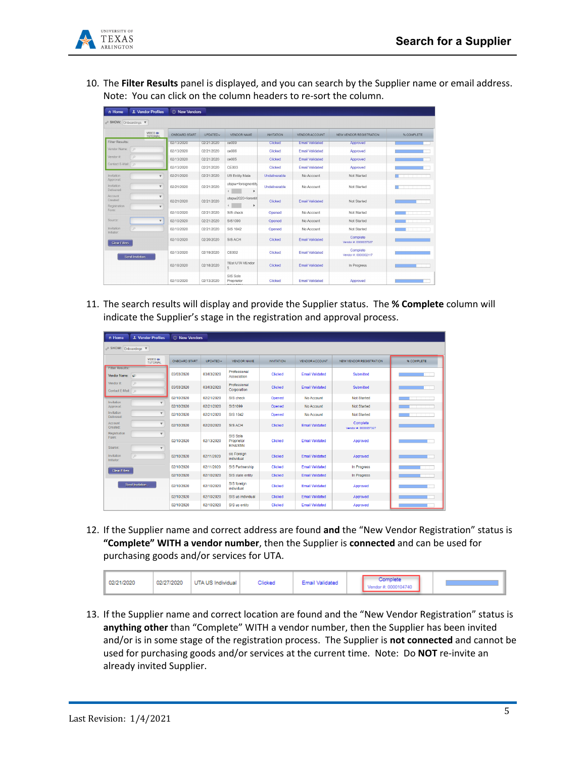10. The **Filter Results** panel is displayed, and you can search by the Supplier name or email address. Note: You can click on the column headers to re-sort the column.

11. The search results will display and provide the Supplier status. The **% Complete** column will indicate the Supplier's stage in the registration and approval process.

12. If the Supplier name and correct address are found **and** the "New Vendor Registration" status is **"Complete" WITH a vendor number**, then the Supplier is **connected** and can be used for purchasing goods and/or services for UTA.

13. If the Supplier name and correct location are found and the "New Vendor Registration" status is **anything other** than "Complete" WITH a vendor number, then the Supplier has been invited and/or is in some stage of the registration process. The Supplier is **not connected** and cannot be used for purchasing goods and/or services at the current time. Note: Do **NOT** re-invite an already invited Supplier.

Last Revision: 1/4/2021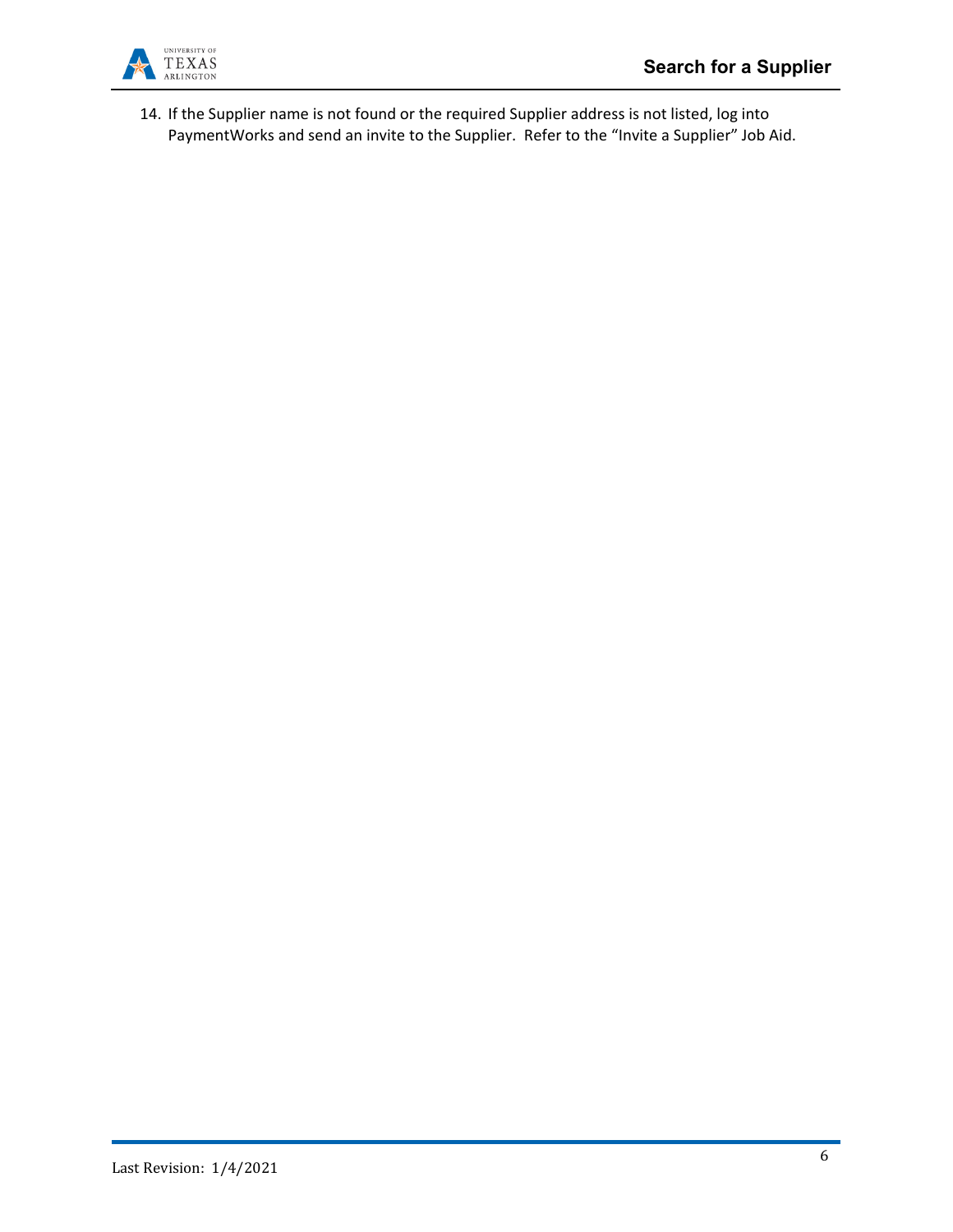14. If the Supplier name is not found or the required Supplier address is not listed, log into PaymentWorks and send an invite to the Supplier. Refer to the "Invite a Supplier" Job Aid.